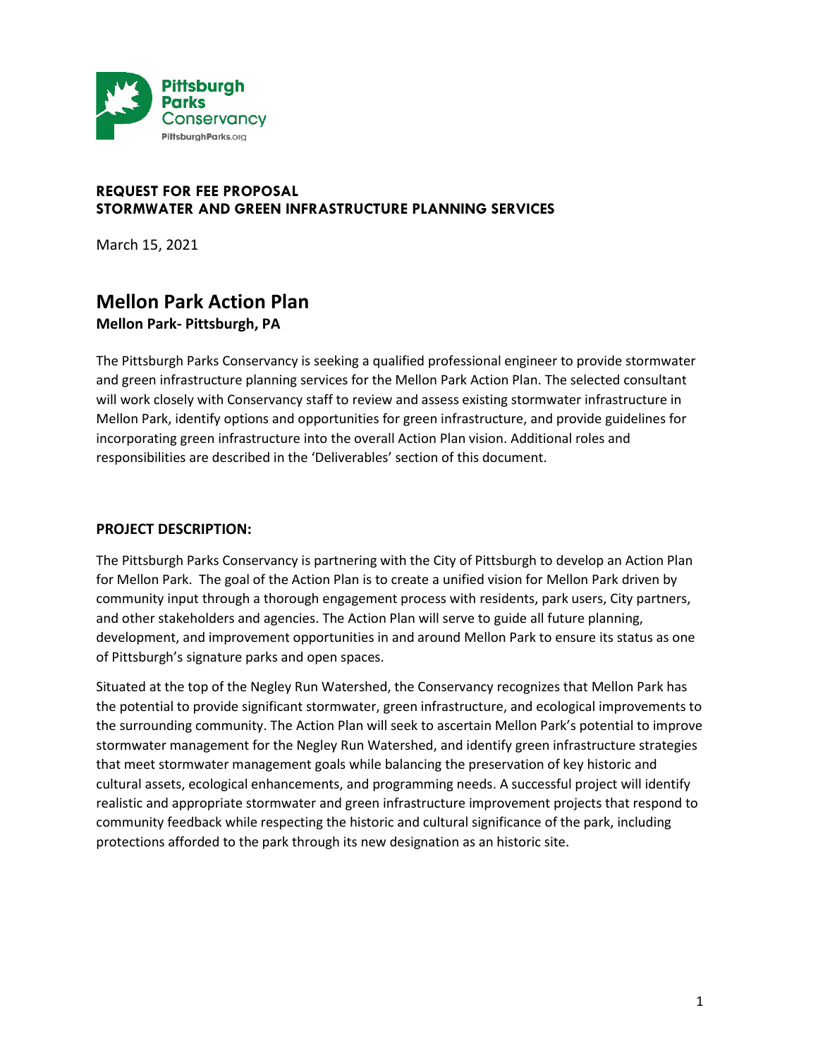Pittsburgh Parks Conservancy
PittsburghParks.org

**REQUEST FOR FEE PROPOSAL**
**STORMWATER AND GREEN INFRASTRUCTURE PLANNING SERVICES**

March 15, 2021

# Mellon Park Action Plan

**Mellon Park- Pittsburgh, PA**

The Pittsburgh Parks Conservancy is seeking a qualified professional engineer to provide stormwater and green infrastructure planning services for the Mellon Park Action Plan. The selected consultant will work closely with Conservancy staff to review and assess existing stormwater infrastructure in Mellon Park, identify options and opportunities for green infrastructure, and provide guidelines for incorporating green infrastructure into the overall Action Plan vision. Additional roles and responsibilities are described in the 'Deliverables' section of this document.

## PROJECT DESCRIPTION:

The Pittsburgh Parks Conservancy is partnering with the City of Pittsburgh to develop an Action Plan for Mellon Park. The goal of the Action Plan is to create a unified vision for Mellon Park driven by community input through a thorough engagement process with residents, park users, City partners, and other stakeholders and agencies. The Action Plan will serve to guide all future planning, development, and improvement opportunities in and around Mellon Park to ensure its status as one of Pittsburgh's signature parks and open spaces.

Situated at the top of the Negley Run Watershed, the Conservancy recognizes that Mellon Park has the potential to provide significant stormwater, green infrastructure, and ecological improvements to the surrounding community. The Action Plan will seek to ascertain Mellon Park's potential to improve stormwater management for the Negley Run Watershed, and identify green infrastructure strategies that meet stormwater management goals while balancing the preservation of key historic and cultural assets, ecological enhancements, and programming needs. A successful project will identify realistic and appropriate stormwater and green infrastructure improvement projects that respond to community feedback while respecting the historic and cultural significance of the park, including protections afforded to the park through its new designation as an historic site.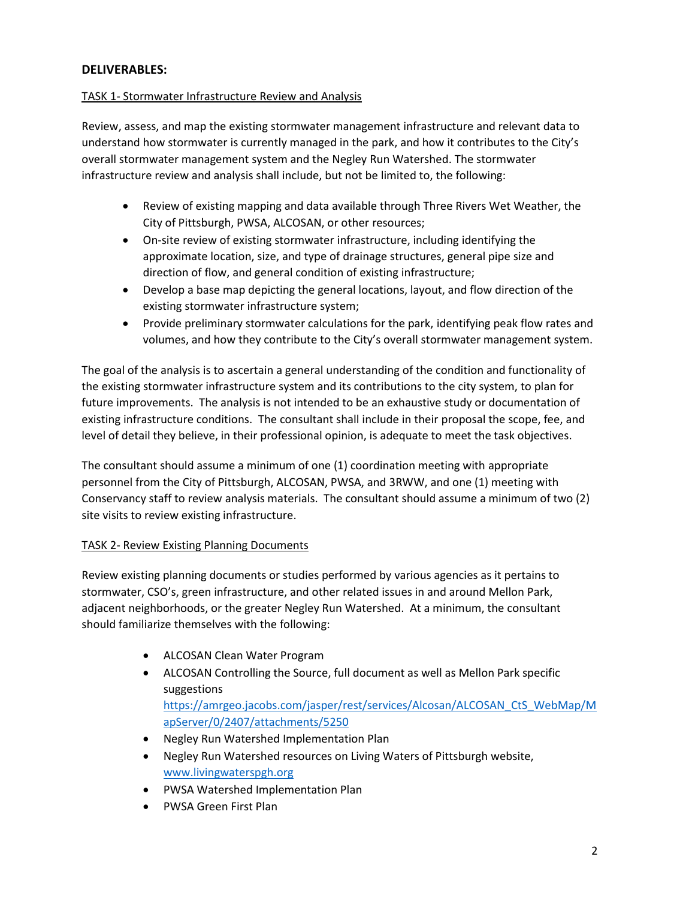## DELIVERABLES:

TASK 1- Stormwater Infrastructure Review and Analysis

Review, assess, and map the existing stormwater management infrastructure and relevant data to understand how stormwater is currently managed in the park, and how it contributes to the City's overall stormwater management system and the Negley Run Watershed. The stormwater infrastructure review and analysis shall include, but not be limited to, the following:

- Review of existing mapping and data available through Three Rivers Wet Weather, the City of Pittsburgh, PWSA, ALCOSAN, or other resources;
- On-site review of existing stormwater infrastructure, including identifying the approximate location, size, and type of drainage structures, general pipe size and direction of flow, and general condition of existing infrastructure;
- Develop a base map depicting the general locations, layout, and flow direction of the existing stormwater infrastructure system;
- Provide preliminary stormwater calculations for the park, identifying peak flow rates and volumes, and how they contribute to the City's overall stormwater management system.

The goal of the analysis is to ascertain a general understanding of the condition and functionality of the existing stormwater infrastructure system and its contributions to the city system, to plan for future improvements. The analysis is not intended to be an exhaustive study or documentation of existing infrastructure conditions. The consultant shall include in their proposal the scope, fee, and level of detail they believe, in their professional opinion, is adequate to meet the task objectives.

The consultant should assume a minimum of one (1) coordination meeting with appropriate personnel from the City of Pittsburgh, ALCOSAN, PWSA, and 3RWW, and one (1) meeting with Conservancy staff to review analysis materials. The consultant should assume a minimum of two (2) site visits to review existing infrastructure.

TASK 2- Review Existing Planning Documents

Review existing planning documents or studies performed by various agencies as it pertains to stormwater, CSO's, green infrastructure, and other related issues in and around Mellon Park, adjacent neighborhoods, or the greater Negley Run Watershed. At a minimum, the consultant should familiarize themselves with the following:

- ALCOSAN Clean Water Program
- ALCOSAN Controlling the Source, full document as well as Mellon Park specific suggestions https://amrgeo.jacobs.com/jasper/rest/services/Alcosan/ALCOSAN_CtS_WebMap/MapServer/0/2407/attachments/5250
- Negley Run Watershed Implementation Plan
- Negley Run Watershed resources on Living Waters of Pittsburgh website, www.livingwaterspgh.org
- PWSA Watershed Implementation Plan
- PWSA Green First Plan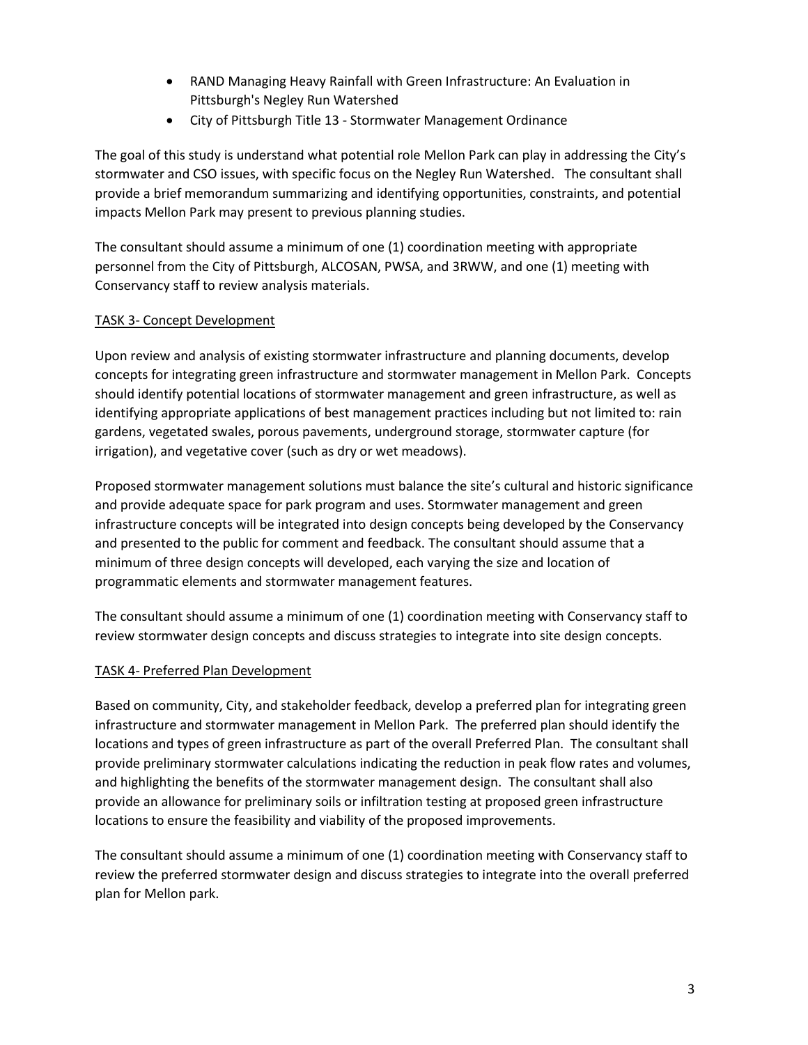- RAND Managing Heavy Rainfall with Green Infrastructure: An Evaluation in Pittsburgh's Negley Run Watershed
- City of Pittsburgh Title 13 - Stormwater Management Ordinance

The goal of this study is understand what potential role Mellon Park can play in addressing the City's stormwater and CSO issues, with specific focus on the Negley Run Watershed. The consultant shall provide a brief memorandum summarizing and identifying opportunities, constraints, and potential impacts Mellon Park may present to previous planning studies.

The consultant should assume a minimum of one (1) coordination meeting with appropriate personnel from the City of Pittsburgh, ALCOSAN, PWSA, and 3RWW, and one (1) meeting with Conservancy staff to review analysis materials.

<u>TASK 3- Concept Development</u>

Upon review and analysis of existing stormwater infrastructure and planning documents, develop concepts for integrating green infrastructure and stormwater management in Mellon Park. Concepts should identify potential locations of stormwater management and green infrastructure, as well as identifying appropriate applications of best management practices including but not limited to: rain gardens, vegetated swales, porous pavements, underground storage, stormwater capture (for irrigation), and vegetative cover (such as dry or wet meadows).

Proposed stormwater management solutions must balance the site's cultural and historic significance and provide adequate space for park program and uses. Stormwater management and green infrastructure concepts will be integrated into design concepts being developed by the Conservancy and presented to the public for comment and feedback. The consultant should assume that a minimum of three design concepts will developed, each varying the size and location of programmatic elements and stormwater management features.

The consultant should assume a minimum of one (1) coordination meeting with Conservancy staff to review stormwater design concepts and discuss strategies to integrate into site design concepts.

<u>TASK 4- Preferred Plan Development</u>

Based on community, City, and stakeholder feedback, develop a preferred plan for integrating green infrastructure and stormwater management in Mellon Park. The preferred plan should identify the locations and types of green infrastructure as part of the overall Preferred Plan. The consultant shall provide preliminary stormwater calculations indicating the reduction in peak flow rates and volumes, and highlighting the benefits of the stormwater management design. The consultant shall also provide an allowance for preliminary soils or infiltration testing at proposed green infrastructure locations to ensure the feasibility and viability of the proposed improvements.

The consultant should assume a minimum of one (1) coordination meeting with Conservancy staff to review the preferred stormwater design and discuss strategies to integrate into the overall preferred plan for Mellon park.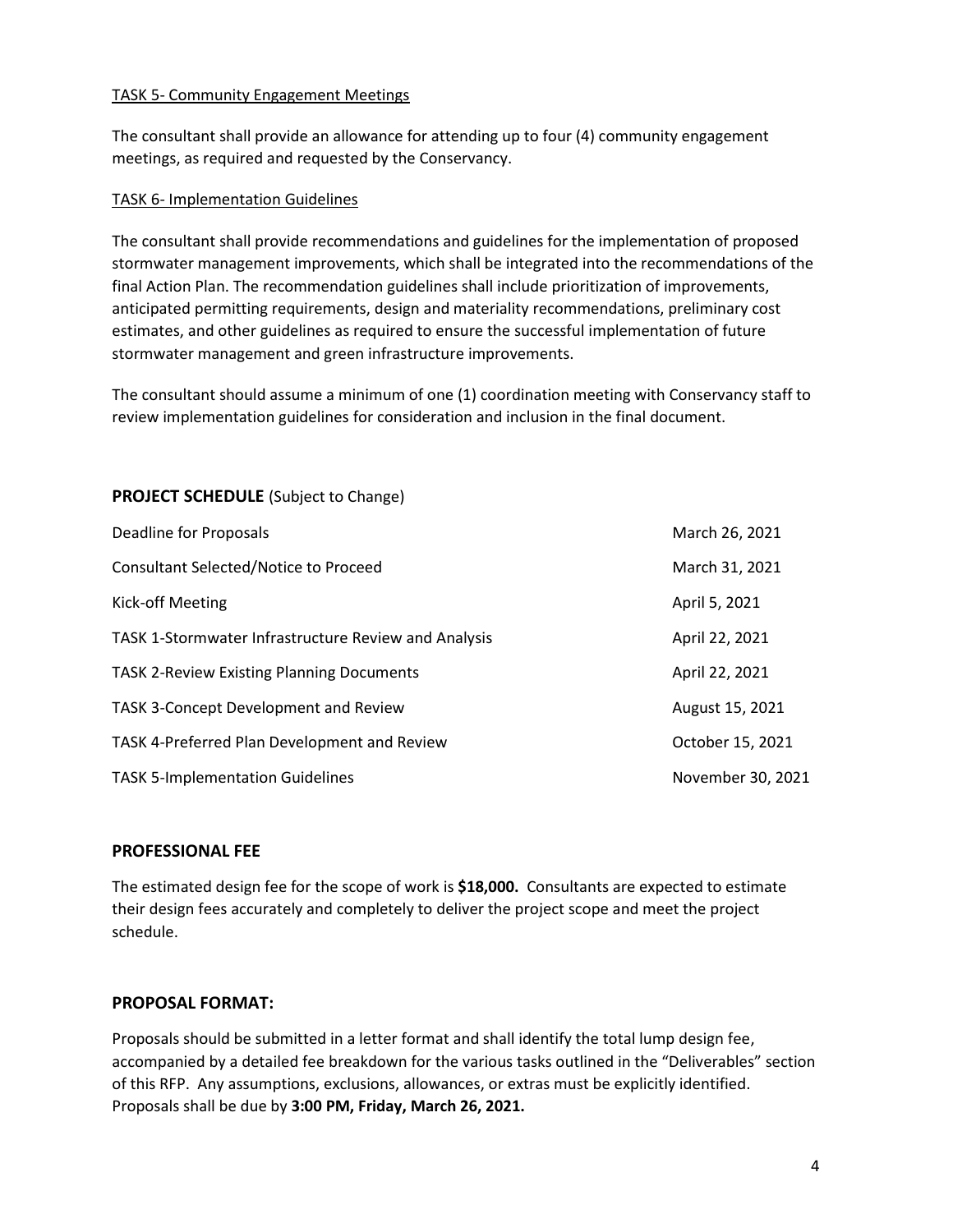<u>TASK 5- Community Engagement Meetings</u>

The consultant shall provide an allowance for attending up to four (4) community engagement meetings, as required and requested by the Conservancy.

<u>TASK 6- Implementation Guidelines</u>

The consultant shall provide recommendations and guidelines for the implementation of proposed stormwater management improvements, which shall be integrated into the recommendations of the final Action Plan. The recommendation guidelines shall include prioritization of improvements, anticipated permitting requirements, design and materiality recommendations, preliminary cost estimates, and other guidelines as required to ensure the successful implementation of future stormwater management and green infrastructure improvements.

The consultant should assume a minimum of one (1) coordination meeting with Conservancy staff to review implementation guidelines for consideration and inclusion in the final document.

## PROJECT SCHEDULE (Subject to Change)

| | |
|---|---|
| Deadline for Proposals | March 26, 2021 |
| Consultant Selected/Notice to Proceed | March 31, 2021 |
| Kick-off Meeting | April 5, 2021 |
| TASK 1-Stormwater Infrastructure Review and Analysis | April 22, 2021 |
| TASK 2-Review Existing Planning Documents | April 22, 2021 |
| TASK 3-Concept Development and Review | August 15, 2021 |
| TASK 4-Preferred Plan Development and Review | October 15, 2021 |
| TASK 5-Implementation Guidelines | November 30, 2021 |

## PROFESSIONAL FEE

The estimated design fee for the scope of work is **$18,000.** Consultants are expected to estimate their design fees accurately and completely to deliver the project scope and meet the project schedule.

## PROPOSAL FORMAT:

Proposals should be submitted in a letter format and shall identify the total lump design fee, accompanied by a detailed fee breakdown for the various tasks outlined in the "Deliverables" section of this RFP. Any assumptions, exclusions, allowances, or extras must be explicitly identified. Proposals shall be due by **3:00 PM, Friday, March 26, 2021.**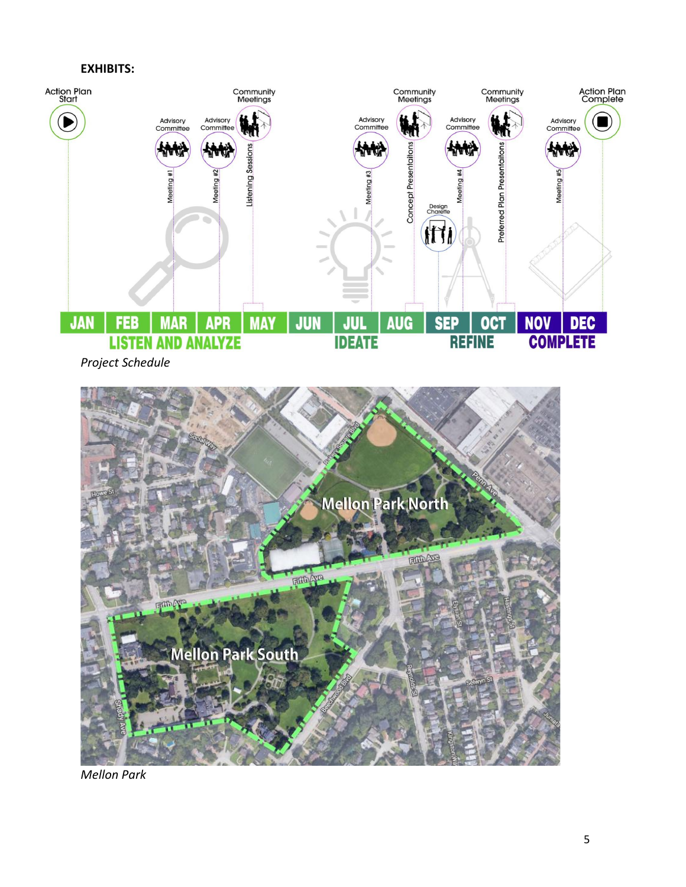**EXHIBITS:**

*Project Schedule*

*Mellon Park*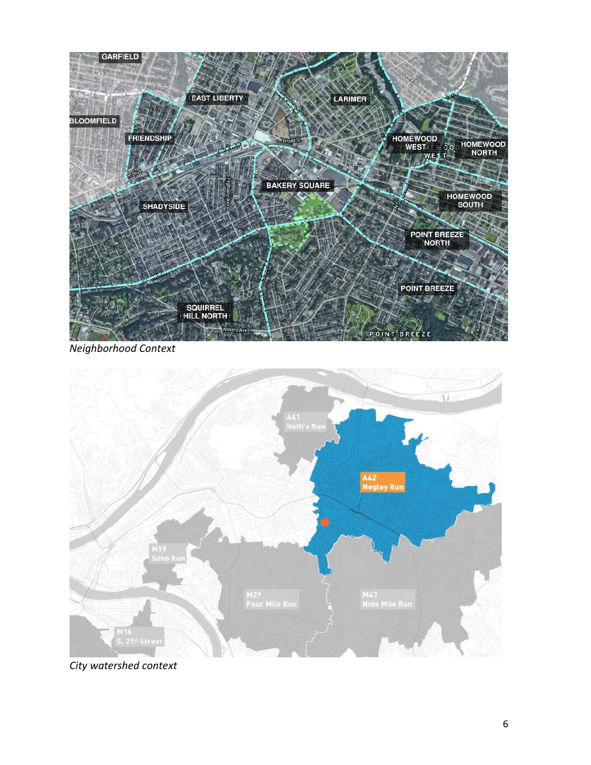*Neighborhood Context*

*City watershed context*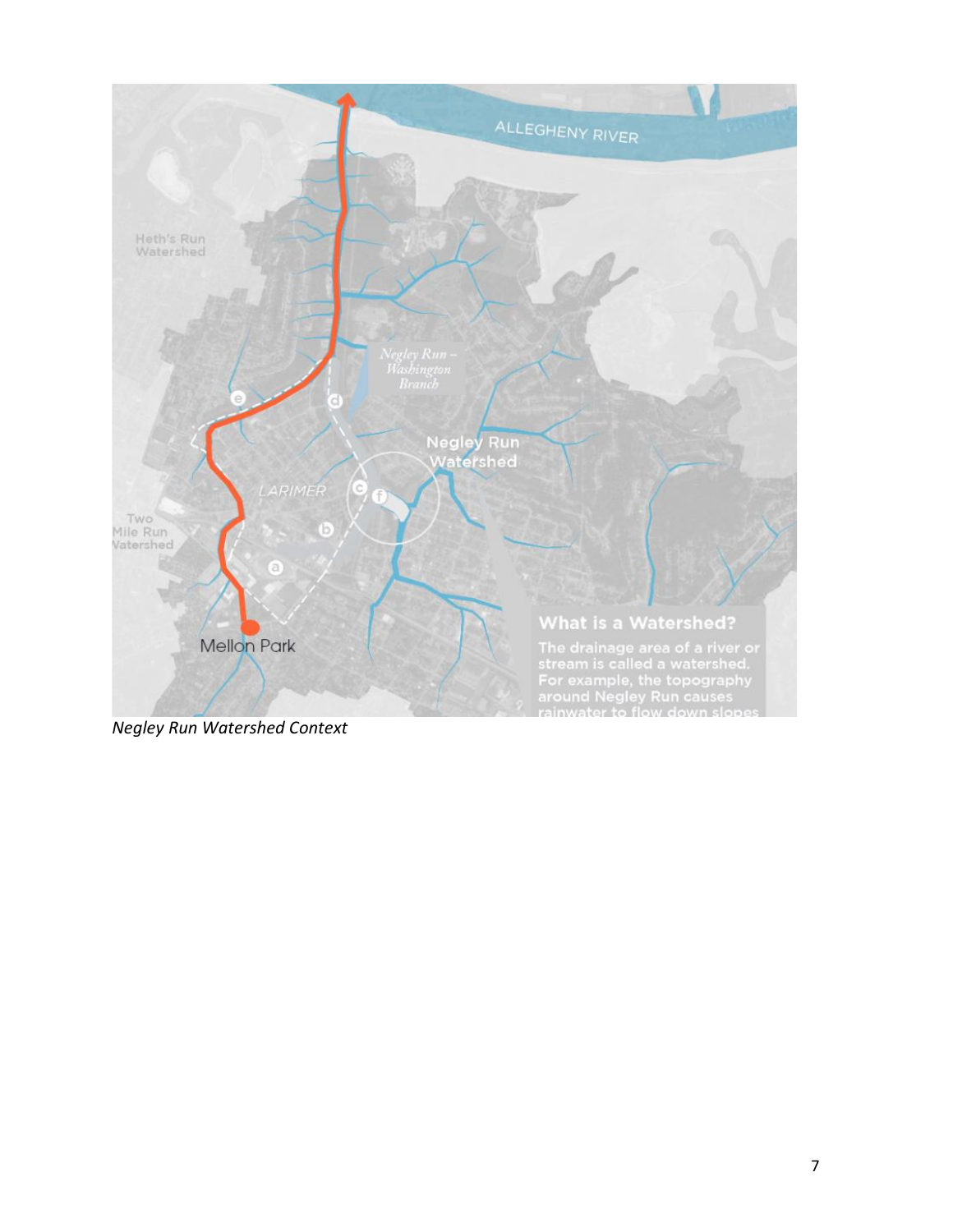ALLEGHENY RIVER

Heth's Run Watershed

Negley Run – Washington Branch

Negley Run Watershed

LARIMER

Two Mile Run Watershed

Mellon Park

e

d

c

f

b

a

What is a Watershed?

The drainage area of a river or stream is called a watershed. For example, the topography around Negley Run causes rainwater to flow down slopes

*Negley Run Watershed Context*